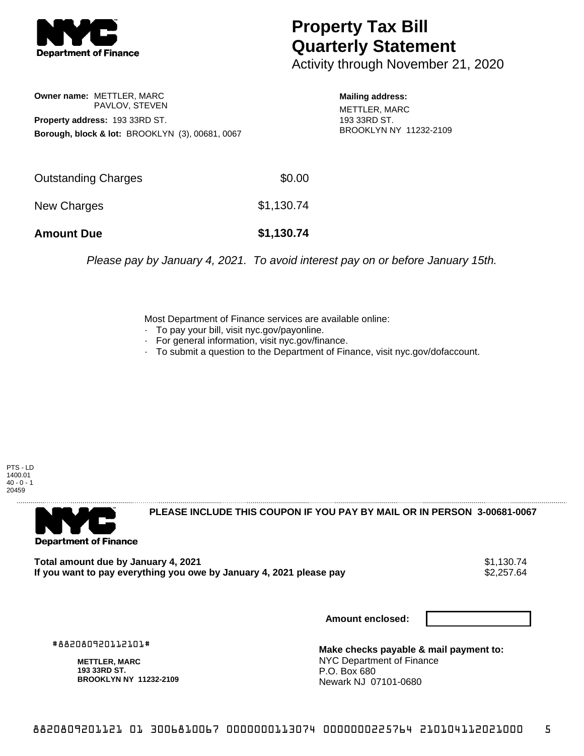# Property Tax Bill Quarterly Statement

Activity through November 21, 2020

**Owner name:** METTLER, MARC
PAVLOV, STEVEN

**Property address:** 193 33RD ST.

**Borough, block & lot:** BROOKLYN (3), 00681, 0067

**Mailing address:**
METTLER, MARC
193 33RD ST.
BROOKLYN NY 11232-2109

| | |
|---|---|
| Outstanding Charges | $0.00 |
| New Charges | $1,130.74 |
| **Amount Due** | **$1,130.74** |

*Please pay by January 4, 2021. To avoid interest pay on or before January 15th.*

Most Department of Finance services are available online:

- To pay your bill, visit nyc.gov/payonline.
- For general information, visit nyc.gov/finance.
- To submit a question to the Department of Finance, visit nyc.gov/dofaccount.

PTS - LD
1400.01
40 - 0 - 1
20459

**PLEASE INCLUDE THIS COUPON IF YOU PAY BY MAIL OR IN PERSON 3-00681-0067**

| | |
|---|---|
| **Total amount due by January 4, 2021** | $1,130.74 |
| **If you want to pay everything you owe by January 4, 2021 please pay** | $2,257.64 |

**Amount enclosed:**

#882080920112101#

**METTLER, MARC**
**193 33RD ST.**
**BROOKLYN NY 11232-2109**

**Make checks payable & mail payment to:**
NYC Department of Finance
P.O. Box 680
Newark NJ 07101-0680

8820809201121 01 3006810067 0000000113074 000000225764 210104112021000 5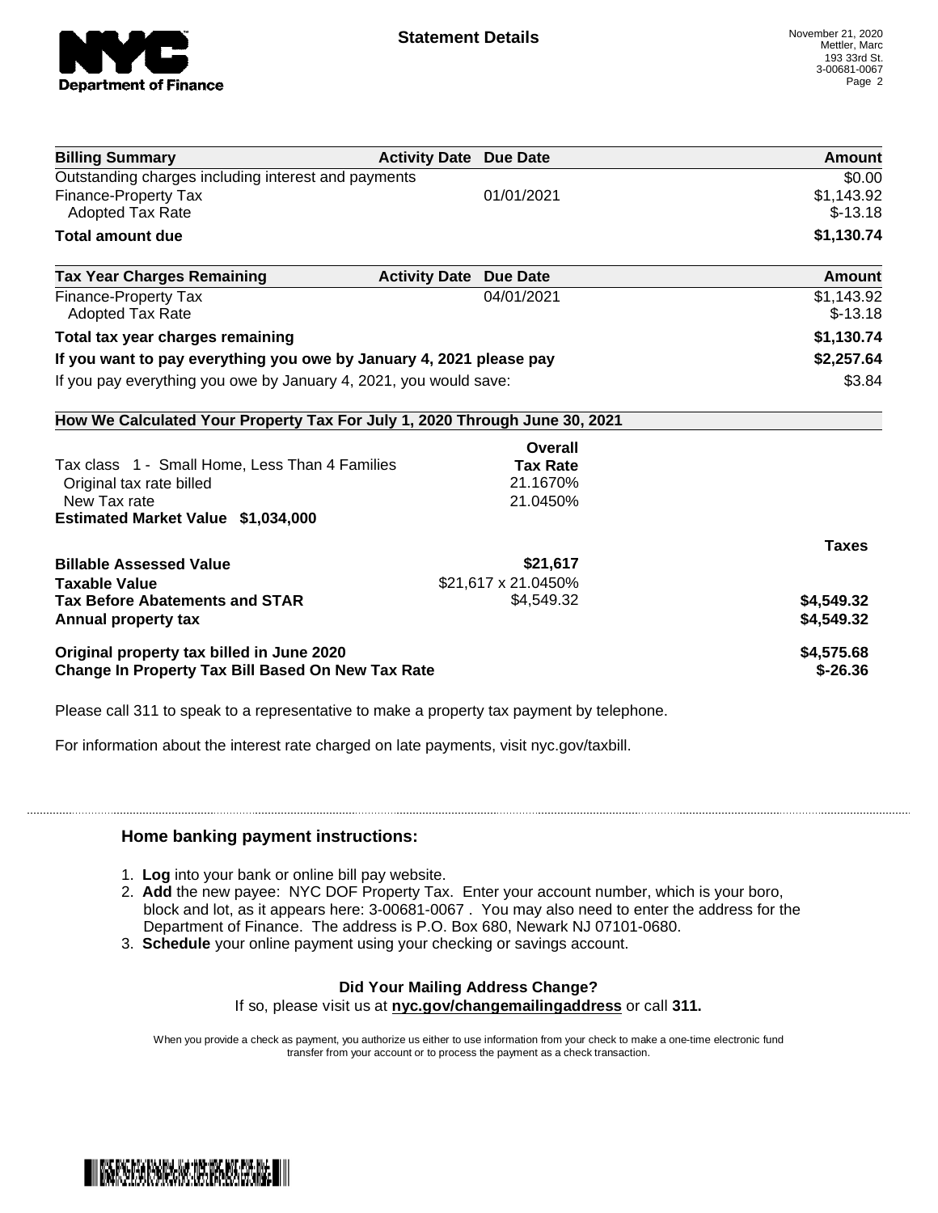# Statement Details

November 21, 2020
Mettler, Marc
193 33rd St.
3-00681-0067

| Billing Summary | Activity Date | Due Date | Amount |
| --- | --- | --- | --- |
| Outstanding charges including interest and payments | | | $0.00 |
| Finance-Property Tax | | 01/01/2021 | $1,143.92 |
| Adopted Tax Rate | | | $-13.18 |
| **Total amount due** | | | **$1,130.74** |

| Tax Year Charges Remaining | Activity Date | Due Date | Amount |
| --- | --- | --- | --- |
| Finance-Property Tax | | 04/01/2021 | $1,143.92 |
| Adopted Tax Rate | | | $-13.18 |
| **Total tax year charges remaining** | | | **$1,130.74** |
| **If you want to pay everything you owe by January 4, 2021 please pay** | | | **$2,257.64** |
| If you pay everything you owe by January 4, 2021, you would save: | | | $3.84 |

## How We Calculated Your Property Tax For July 1, 2020 Through June 30, 2021

| | Overall Tax Rate | |
| --- | --- | --- |
| Tax class 1 - Small Home, Less Than 4 Families | | |
| Original tax rate billed | 21.1670% | |
| New Tax rate | 21.0450% | |
| **Estimated Market Value $1,034,000** | | |
| | | **Taxes** |
| **Billable Assessed Value** | **$21,617** | |
| **Taxable Value** | $21,617 x 21.0450% | |
| **Tax Before Abatements and STAR** | $4,549.32 | **$4,549.32** |
| **Annual property tax** | | **$4,549.32** |
| **Original property tax billed in June 2020** | | **$4,575.68** |
| **Change In Property Tax Bill Based On New Tax Rate** | | **$-26.36** |

Please call 311 to speak to a representative to make a property tax payment by telephone.

For information about the interest rate charged on late payments, visit nyc.gov/taxbill.

### Home banking payment instructions:

1. **Log** into your bank or online bill pay website.
2. **Add** the new payee: NYC DOF Property Tax. Enter your account number, which is your boro, block and lot, as it appears here: 3-00681-0067 . You may also need to enter the address for the Department of Finance. The address is P.O. Box 680, Newark NJ 07101-0680.
3. **Schedule** your online payment using your checking or savings account.

**Did Your Mailing Address Change?**
If so, please visit us at **nyc.gov/changemailingaddress** or call **311.**

When you provide a check as payment, you authorize us either to use information from your check to make a one-time electronic fund transfer from your account or to process the payment as a check transaction.